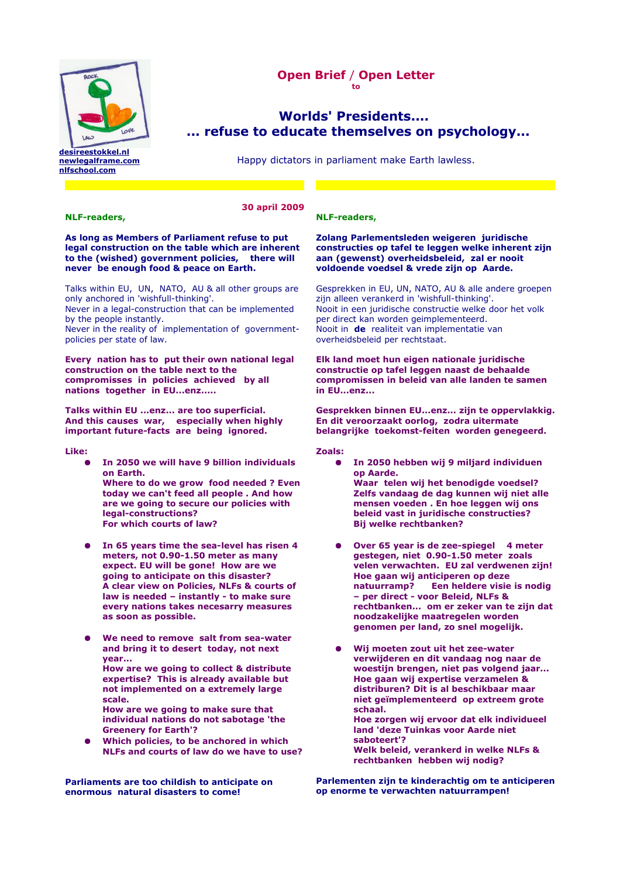desireestokkel.nl
newlegalframe.com
nlfschool.com

# Open Brief / Open Letter

to

## Worlds' Presidents....
## ... refuse to educate themselves on psychology...

Happy dictators in parliament make Earth lawless.

30 april 2009

**NLF-readers,**

**As long as Members of Parliament refuse to put legal construction on the table which are inherent to the (wished) government policies, there will never be enough food & peace on Earth.**

Talks within EU, UN, NATO, AU & all other groups are only anchored in 'wishfull-thinking'.
Never in a legal-construction that can be implemented by the people instantly.
Never in the reality of implementation of government-policies per state of law.

**Every nation has to put their own national legal construction on the table next to the compromisses in policies achieved by all nations together in EU...enz.....**

**Talks within EU ...enz... are too superficial. And this causes war, especially when highly important future-facts are being ignored.**

**Like:**

- **In 2050 we will have 9 billion individuals on Earth. Where to do we grow food needed ? Even today we can't feed all people . And how are we going to secure our policies with legal-constructions? For which courts of law?**
- **In 65 years time the sea-level has risen 4 meters, not 0.90-1.50 meter as many expect. EU will be gone! How are we going to anticipate on this disaster? A clear view on Policies, NLFs & courts of law is needed – instantly - to make sure every nations takes necesarry measures as soon as possible.**
- **We need to remove salt from sea-water and bring it to desert today, not next year... How are we going to collect & distribute expertise? This is already available but not implemented on a extremely large scale. How are we going to make sure that individual nations do not sabotage 'the Greenery for Earth'?**
- **Which policies, to be anchored in which NLFs and courts of law do we have to use?**

**Parliaments are too childish to anticipate on enormous natural disasters to come!**

---

**NLF-readers,**

**Zolang Parlementsleden weigeren juridische constructies op tafel te leggen welke inherent zijn aan (gewenst) overheidsbeleid, zal er nooit voldoende voedsel & vrede zijn op Aarde.**

Gesprekken in EU, UN, NATO, AU & alle andere groepen zijn alleen verankerd in 'wishfull-thinking'.
Nooit in een juridische constructie welke door het volk per direct kan worden geimplementeerd.
Nooit in **de** realiteit van implementatie van overheidsbeleid per rechtstaat.

**Elk land moet hun eigen nationale juridische constructie op tafel leggen naast de behaalde compromissen in beleid van alle landen te samen in EU...enz...**

**Gesprekken binnen EU...enz... zijn te oppervlakkig. En dit veroorzaakt oorlog, zodra uitermate belangrijke toekomst-feiten worden genegeerd.**

**Zoals:**

- **In 2050 hebben wij 9 miljard individuen op Aarde. Waar telen wij het benodigde voedsel? Zelfs vandaag de dag kunnen wij niet alle mensen voeden . En hoe leggen wij ons beleid vast in juridische constructies? Bij welke rechtbanken?**
- **Over 65 year is de zee-spiegel 4 meter gestegen, niet 0.90-1.50 meter zoals velen verwachten. EU zal verdwenen zijn! Hoe gaan wij anticiperen op deze natuurramp? Een heldere visie is nodig – per direct - voor Beleid, NLFs & rechtbanken... om er zeker van te zijn dat noodzakelijke maatregelen worden genomen per land, zo snel mogelijk.**
- **Wij moeten zout uit het zee-water verwijderen en dit vandaag nog naar de woestijn brengen, niet pas volgend jaar... Hoe gaan wij expertise verzamelen & distriburen? Dit is al beschikbaar maar niet geïmplementeerd op extreem grote schaal. Hoe zorgen wij ervoor dat elk individueel land 'deze Tuinkas voor Aarde niet saboteert'? Welk beleid, verankerd in welke NLFs & rechtbanken hebben wij nodig?**

**Parlementen zijn te kinderachtig om te anticiperen op enorme te verwachten natuurrampen!**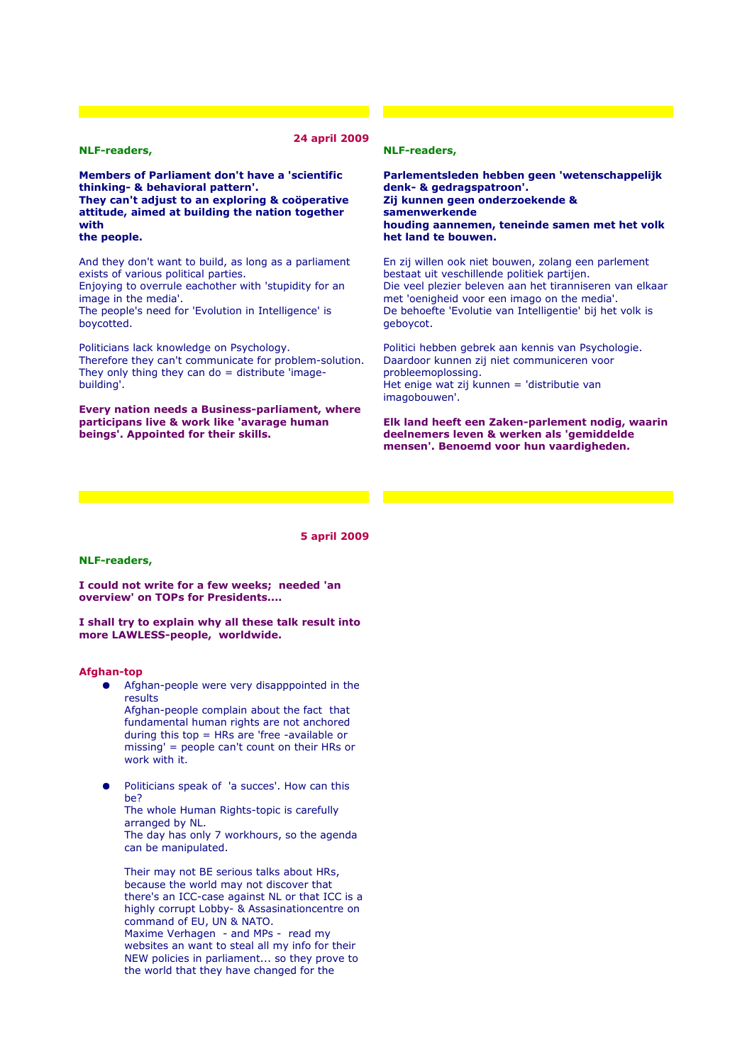24 april 2009

**NLF-readers,**

**Members of Parliament don't have a 'scientific thinking- & behavioral pattern'.**
**They can't adjust to an exploring & coöperative attitude, aimed at building the nation together with the people.**

And they don't want to build, as long as a parliament exists of various political parties.
Enjoying to overrule eachother with 'stupidity for an image in the media'.
The people's need for 'Evolution in Intelligence' is boycotted.

Politicians lack knowledge on Psychology.
Therefore they can't communicate for problem-solution.
They only thing they can do = distribute 'image-building'.

**Every nation needs a Business-parliament, where participans live & work like 'avarage human beings'. Appointed for their skills.**

**NLF-readers,**

**Parlementsleden hebben geen 'wetenschappelijk denk- & gedragspatroon'.**
**Zij kunnen geen onderzoekende & samenwerkende houding aannemen, teneinde samen met het volk het land te bouwen.**

En zij willen ook niet bouwen, zolang een parlement bestaat uit veschillende politiek partijen.
Die veel plezier beleven aan het tiranniseren van elkaar met 'oenigheid voor een imago on the media'.
De behoefte 'Evolutie van Intelligentie' bij het volk is geboycot.

Politici hebben gebrek aan kennis van Psychologie.
Daardoor kunnen zij niet communiceren voor probleemoplossing.
Het enige wat zij kunnen = 'distributie van imagobouwen'.

**Elk land heeft een Zaken-parlement nodig, waarin deelnemers leven & werken als 'gemiddelde mensen'. Benoemd voor hun vaardigheden.**

5 april 2009

**NLF-readers,**

**I could not write for a few weeks; needed 'an overview' on TOPs for Presidents....**

**I shall try to explain why all these talk result into more LAWLESS-people, worldwide.**

**Afghan-top**

- Afghan-people were very disapppointed in the results
  Afghan-people complain about the fact that fundamental human rights are not anchored during this top = HRs are 'free -available or missing' = people can't count on their HRs or work with it.

- Politicians speak of 'a succes'. How can this be?
  The whole Human Rights-topic is carefully arranged by NL.
  The day has only 7 workhours, so the agenda can be manipulated.

  Their may not BE serious talks about HRs, because the world may not discover that there's an ICC-case against NL or that ICC is a highly corrupt Lobby- & Assasinationcentre on command of EU, UN & NATO.
  Maxime Verhagen - and MPs - read my websites an want to steal all my info for their NEW policies in parliament... so they prove to the world that they have changed for the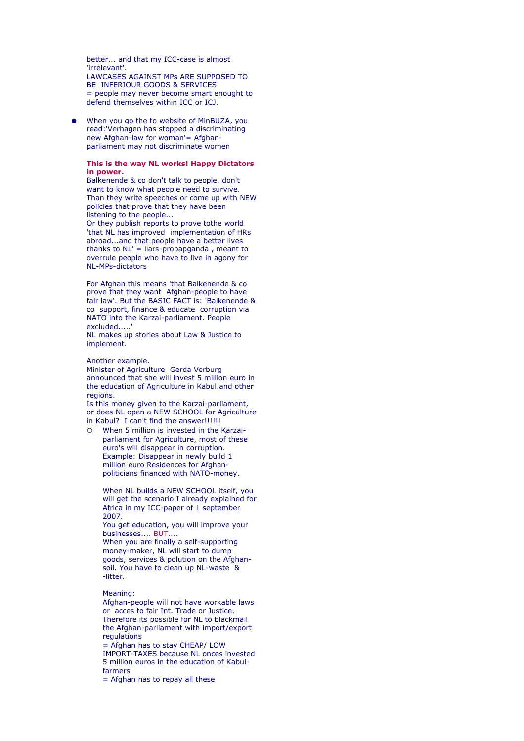better... and that my ICC-case is almost 'irrelevant'.
LAWCASES AGAINST MPs ARE SUPPOSED TO BE INFERIOUR GOODS & SERVICES
= people may never become smart enought to defend themselves within ICC or ICJ.

- When you go the to website of MinBUZA, you read:'Verhagen has stopped a discriminating new Afghan-law for woman'= Afghan-parliament may not discriminate women

  **This is the way NL works! Happy Dictators in power.**
  Balkenende & co don't talk to people, don't want to know what people need to survive. Than they write speeches or come up with NEW policies that prove that they have been listening to the people...
  Or they publish reports to prove tothe world 'that NL has improved implementation of HRs abroad...and that people have a better lives thanks to NL' = liars-propapganda , meant to overrule people who have to live in agony for NL-MPs-dictators

  For Afghan this means 'that Balkenende & co prove that they want Afghan-people to have fair law'. But the BASIC FACT is: 'Balkenende & co support, finance & educate corruption via NATO into the Karzai-parliament. People excluded.....'
  NL makes up stories about Law & Justice to implement.

  Another example.
  Minister of Agriculture Gerda Verburg announced that she will invest 5 million euro in the education of Agriculture in Kabul and other regions.
  Is this money given to the Karzai-parliament, or does NL open a NEW SCHOOL for Agriculture in Kabul? I can't find the answer!!!!!!
  - When 5 million is invested in the Karzai-parliament for Agriculture, most of these euro's will disappear in corruption.
    Example: Disappear in newly build 1 million euro Residences for Afghan-politicians financed with NATO-money.

    When NL builds a NEW SCHOOL itself, you will get the scenario I already explained for Africa in my ICC-paper of 1 september 2007.
    You get education, you will improve your businesses.... BUT....
    When you are finally a self-supporting money-maker, NL will start to dump goods, services & polution on the Afghan-soil. You have to clean up NL-waste & -litter.

    Meaning:
    Afghan-people will not have workable laws or acces to fair Int. Trade or Justice.
    Therefore its possible for NL to blackmail the Afghan-parliament with import/export regulations
    = Afghan has to stay CHEAP/ LOW IMPORT-TAXES because NL onces invested 5 million euros in the education of Kabul-farmers
    = Afghan has to repay all these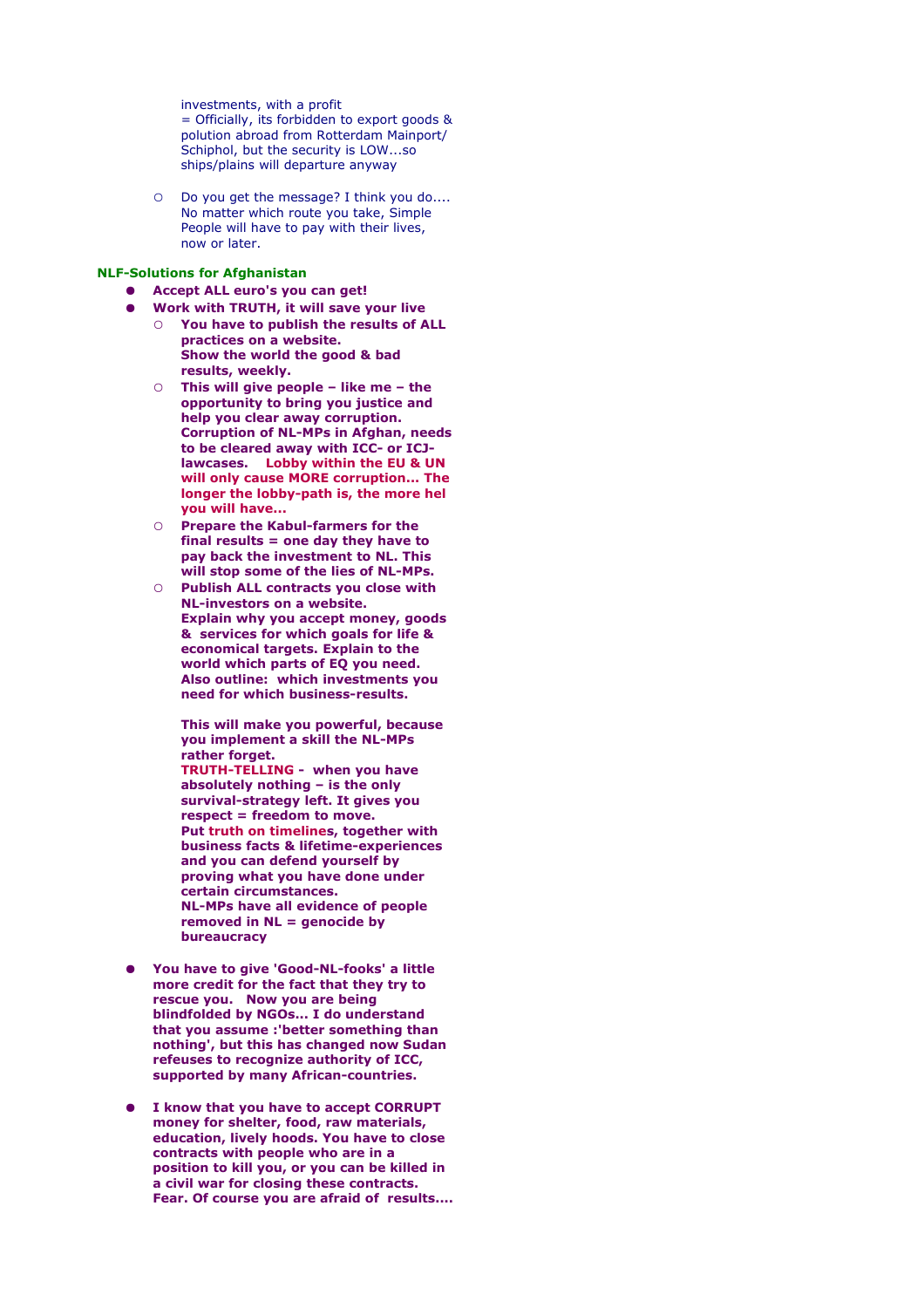investments, with a profit
= Officially, its forbidden to export goods & polution abroad from Rotterdam Mainport/ Schiphol, but the security is LOW...so ships/plains will departure anyway

- Do you get the message? I think you do.... No matter which route you take, Simple People will have to pay with their lives, now or later.

**NLF-Solutions for Afghanistan**

- **Accept ALL euro's you can get!**
- **Work with TRUTH, it will save your live**
  - **You have to publish the results of ALL practices on a website. Show the world the good & bad results, weekly.**
  - **This will give people – like me – the opportunity to bring you justice and help you clear away corruption. Corruption of NL-MPs in Afghan, needs to be cleared away with ICC- or ICJ-lawcases. Lobby within the EU & UN will only cause MORE corruption... The longer the lobby-path is, the more hel you will have...**
  - **Prepare the Kabul-farmers for the final results = one day they have to pay back the investment to NL. This will stop some of the lies of NL-MPs.**
  - **Publish ALL contracts you close with NL-investors on a website. Explain why you accept money, goods & services for which goals for life & economical targets. Explain to the world which parts of EQ you need. Also outline: which investments you need for which business-results.**

    **This will make you powerful, because you implement a skill the NL-MPs rather forget. TRUTH-TELLING - when you have absolutely nothing – is the only survival-strategy left. It gives you respect = freedom to move. Put truth on timelines, together with business facts & lifetime-experiences and you can defend yourself by proving what you have done under certain circumstances. NL-MPs have all evidence of people removed in NL = genocide by bureaucracy**

- **You have to give 'Good-NL-fooks' a little more credit for the fact that they try to rescue you. Now you are being blindfolded by NGOs... I do understand that you assume :'better something than nothing', but this has changed now Sudan refeuses to recognize authority of ICC, supported by many African-countries.**

- **I know that you have to accept CORRUPT money for shelter, food, raw materials, education, lively hoods. You have to close contracts with people who are in a position to kill you, or you can be killed in a civil war for closing these contracts. Fear. Of course you are afraid of results....**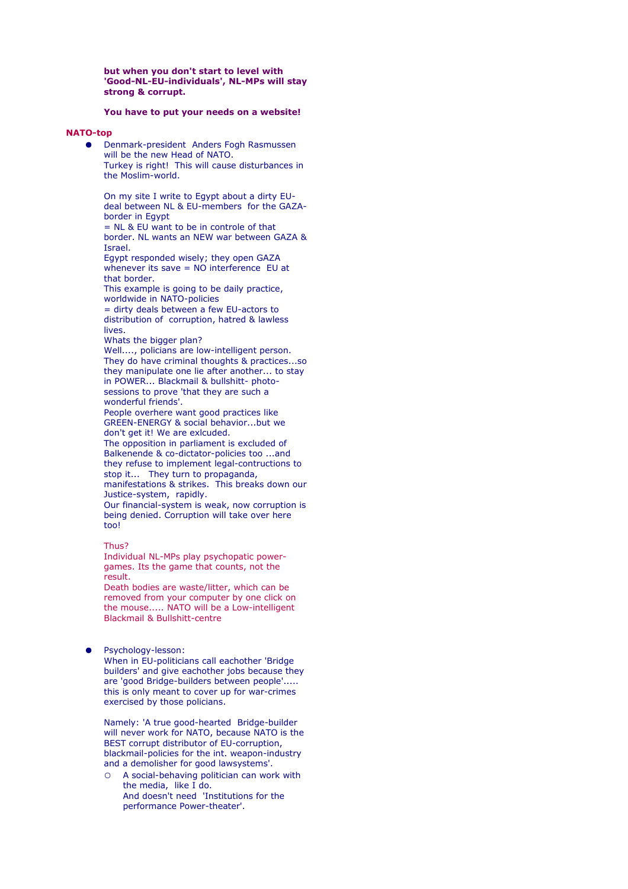**but when you don't start to level with 'Good-NL-EU-individuals', NL-MPs will stay strong & corrupt.**

**You have to put your needs on a website!**

**NATO-top**

- Denmark-president Anders Fogh Rasmussen will be the new Head of NATO.
  Turkey is right! This will cause disturbances in the Moslim-world.

  On my site I write to Egypt about a dirty EU-deal between NL & EU-members for the GAZA-border in Egypt
  = NL & EU want to be in controle of that border. NL wants an NEW war between GAZA & Israel.
  Egypt responded wisely; they open GAZA whenever its save = NO interference EU at that border.
  This example is going to be daily practice, worldwide in NATO-policies
  = dirty deals between a few EU-actors to distribution of corruption, hatred & lawless lives.
  Whats the bigger plan?
  Well...., policians are low-intelligent person. They do have criminal thoughts & practices...so they manipulate one lie after another... to stay in POWER... Blackmail & bullshitt- photo-sessions to prove 'that they are such a wonderful friends'.
  People overhere want good practices like GREEN-ENERGY & social behavior...but we don't get it! We are exlcuded.
  The opposition in parliament is excluded of Balkenende & co-dictator-policies too ...and they refuse to implement legal-contructions to stop it... They turn to propaganda, manifestations & strikes. This breaks down our Justice-system, rapidly.
  Our financial-system is weak, now corruption is being denied. Corruption will take over here too!

  Thus?
  Individual NL-MPs play psychopatic power-games. Its the game that counts, not the result.
  Death bodies are waste/litter, which can be removed from your computer by one click on the mouse..... NATO will be a Low-intelligent Blackmail & Bullshitt-centre

- Psychology-lesson:
  When in EU-politicians call eachother 'Bridge builders' and give eachother jobs because they are 'good Bridge-builders between people'..... this is only meant to cover up for war-crimes exercised by those policians.

  Namely: 'A true good-hearted Bridge-builder will never work for NATO, because NATO is the BEST corrupt distributor of EU-corruption, blackmail-policies for the int. weapon-industry and a demolisher for good lawsystems'.
  - A social-behaving politician can work with the media, like I do.
    And doesn't need 'Institutions for the performance Power-theater'.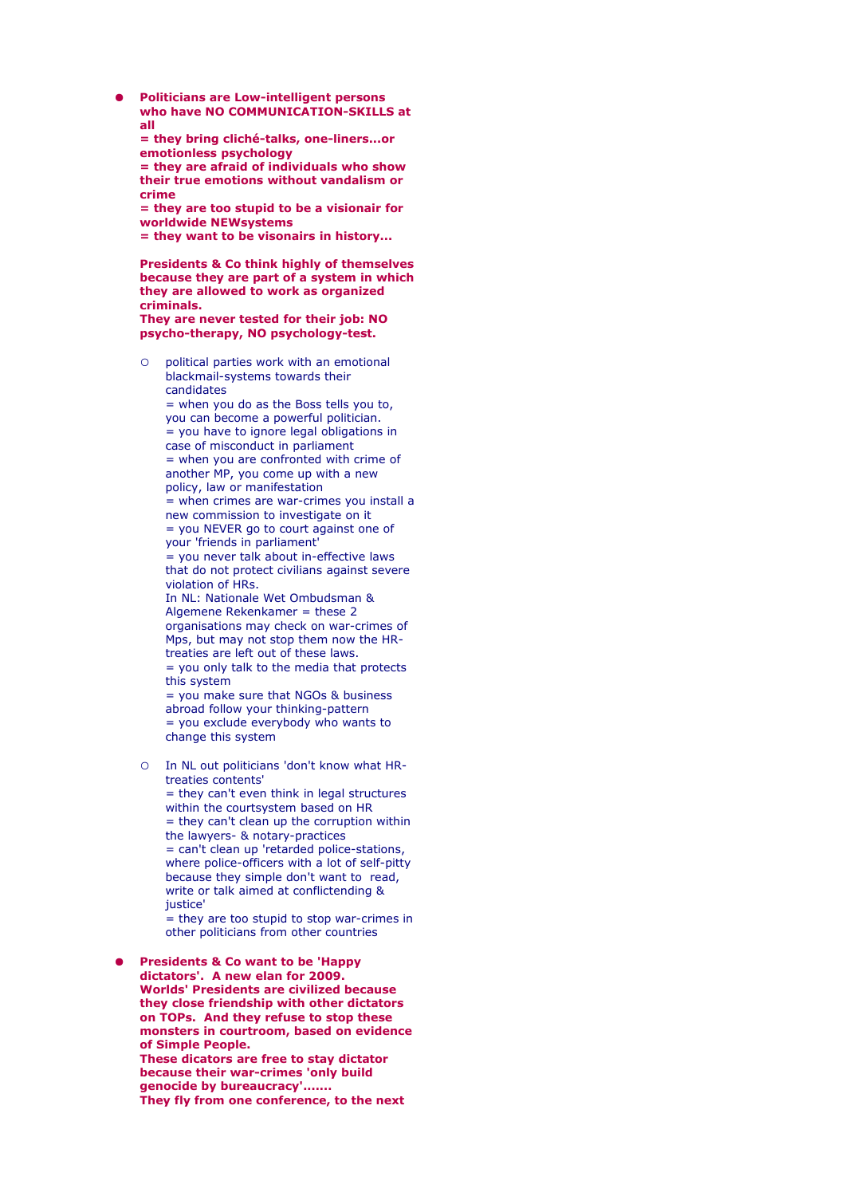- **Politicians are Low-intelligent persons who have NO COMMUNICATION-SKILLS at all**
  **= they bring cliché-talks, one-liners...or emotionless psychology**
  **= they are afraid of individuals who show their true emotions without vandalism or crime**
  **= they are too stupid to be a visionair for worldwide NEWsystems**
  **= they want to be visonairs in history...**

  **Presidents & Co think highly of themselves because they are part of a system in which they are allowed to work as organized criminals.**
  **They are never tested for their job: NO psycho-therapy, NO psychology-test.**

  - political parties work with an emotional blackmail-systems towards their candidates
    = when you do as the Boss tells you to, you can become a powerful politician.
    = you have to ignore legal obligations in case of misconduct in parliament
    = when you are confronted with crime of another MP, you come up with a new policy, law or manifestation
    = when crimes are war-crimes you install a new commission to investigate on it
    = you NEVER go to court against one of your 'friends in parliament'
    = you never talk about in-effective laws that do not protect civilians against severe violation of HRs.
    In NL: Nationale Wet Ombudsman & Algemene Rekenkamer = these 2 organisations may check on war-crimes of Mps, but may not stop them now the HR-treaties are left out of these laws.
    = you only talk to the media that protects this system
    = you make sure that NGOs & business abroad follow your thinking-pattern
    = you exclude everybody who wants to change this system

  - In NL out politicians 'don't know what HR-treaties contents'
    = they can't even think in legal structures within the courtsystem based on HR
    = they can't clean up the corruption within the lawyers- & notary-practices
    = can't clean up 'retarded police-stations, where police-officers with a lot of self-pitty because they simple don't want to read, write or talk aimed at conflictending & justice'
    = they are too stupid to stop war-crimes in other politicians from other countries

- **Presidents & Co want to be 'Happy dictators'. A new elan for 2009.**
  **Worlds' Presidents are civilized because they close friendship with other dictators on TOPs. And they refuse to stop these monsters in courtroom, based on evidence of Simple People.**
  **These dicators are free to stay dictator because their war-crimes 'only build genocide by bureaucracy'.......**
  **They fly from one conference, to the next**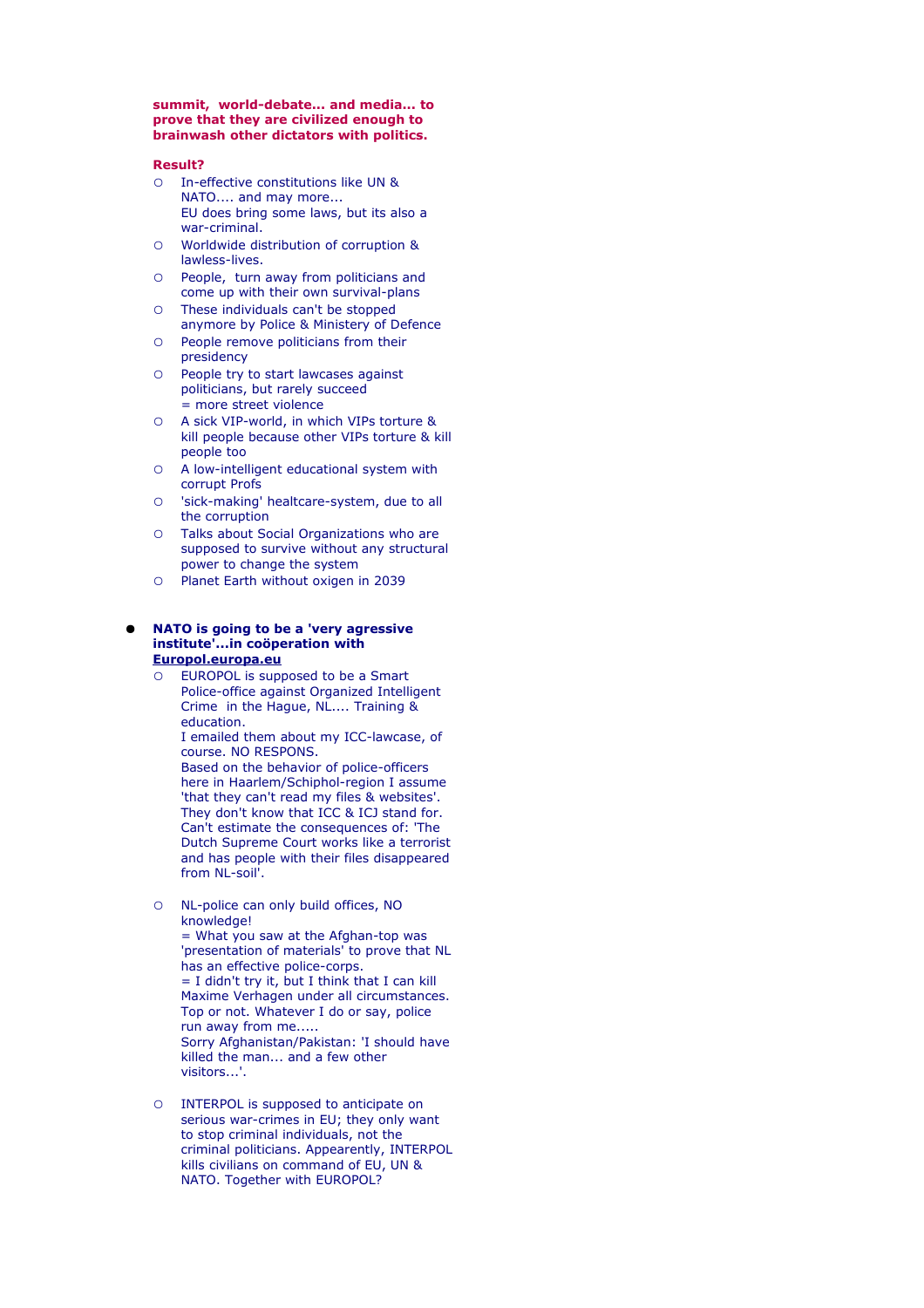**summit, world-debate... and media... to prove that they are civilized enough to brainwash other dictators with politics.**

**Result?**

- In-effective constitutions like UN & NATO.... and may more...
  EU does bring some laws, but its also a war-criminal.
- Worldwide distribution of corruption & lawless-lives.
- People, turn away from politicians and come up with their own survival-plans
- These individuals can't be stopped anymore by Police & Ministery of Defence
- People remove politicians from their presidency
- People try to start lawcases against politicians, but rarely succeed
  = more street violence
- A sick VIP-world, in which VIPs torture & kill people because other VIPs torture & kill people too
- A low-intelligent educational system with corrupt Profs
- 'sick-making' healtcare-system, due to all the corruption
- Talks about Social Organizations who are supposed to survive without any structural power to change the system
- Planet Earth without oxigen in 2039

- **NATO is going to be a 'very agressive institute'...in coöperation with [Europol.europa.eu](Europol.europa.eu)**
  - EUROPOL is supposed to be a Smart Police-office against Organized Intelligent Crime in the Hague, NL.... Training & education.
    I emailed them about my ICC-lawcase, of course. NO RESPONS.
    Based on the behavior of police-officers here in Haarlem/Schiphol-region I assume 'that they can't read my files & websites'.
    They don't know that ICC & ICJ stand for.
    Can't estimate the consequences of: 'The Dutch Supreme Court works like a terrorist and has people with their files disappeared from NL-soil'.

  - NL-police can only build offices, NO knowledge!
    = What you saw at the Afghan-top was 'presentation of materials' to prove that NL has an effective police-corps.
    = I didn't try it, but I think that I can kill Maxime Verhagen under all circumstances. Top or not. Whatever I do or say, police run away from me.....
    Sorry Afghanistan/Pakistan: 'I should have killed the man... and a few other visitors...'.

  - INTERPOL is supposed to anticipate on serious war-crimes in EU; they only want to stop criminal individuals, not the criminal politicians. Appearently, INTERPOL kills civilians on command of EU, UN & NATO. Together with EUROPOL?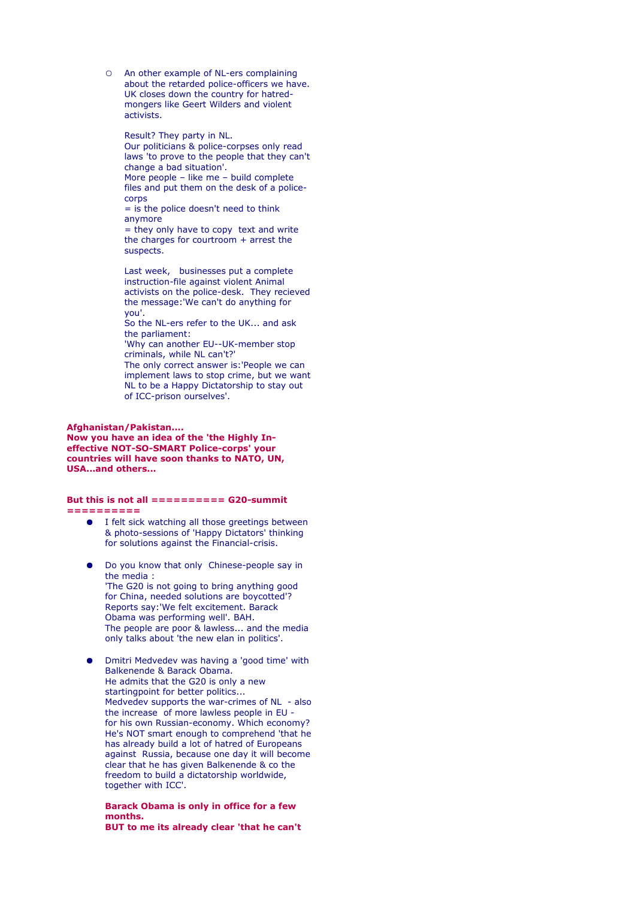- An other example of NL-ers complaining about the retarded police-officers we have. UK closes down the country for hatred-mongers like Geert Wilders and violent activists.

  Result? They party in NL.
  Our politicians & police-corpses only read laws 'to prove to the people that they can't change a bad situation'.
  More people – like me – build complete files and put them on the desk of a police-corps
  = is the police doesn't need to think anymore
  = they only have to copy text and write the charges for courtroom + arrest the suspects.

  Last week, businesses put a complete instruction-file against violent Animal activists on the police-desk. They recieved the message:'We can't do anything for you'.
  So the NL-ers refer to the UK... and ask the parliament:
  'Why can another EU--UK-member stop criminals, while NL can't?'
  The only correct answer is:'People we can implement laws to stop crime, but we want NL to be a Happy Dictatorship to stay out of ICC-prison ourselves'.

**Afghanistan/Pakistan....**
**Now you have an idea of the 'the Highly In-effective NOT-SO-SMART Police-corps' your countries will have soon thanks to NATO, UN, USA...and others...**

**But this is not all ========== G20-summit ==========**

- I felt sick watching all those greetings between & photo-sessions of 'Happy Dictators' thinking for solutions against the Financial-crisis.

- Do you know that only Chinese-people say in the media :
  'The G20 is not going to bring anything good for China, needed solutions are boycotted'?
  Reports say:'We felt excitement. Barack Obama was performing well'. BAH.
  The people are poor & lawless... and the media only talks about 'the new elan in politics'.

- Dmitri Medvedev was having a 'good time' with Balkenende & Barack Obama.
  He admits that the G20 is only a new startingpoint for better politics...
  Medvedev supports the war-crimes of NL - also the increase of more lawless people in EU - for his own Russian-economy. Which economy? He's NOT smart enough to comprehend 'that he has already build a lot of hatred of Europeans against Russia, because one day it will become clear that he has given Balkenende & co the freedom to build a dictatorship worldwide, together with ICC'.

  **Barack Obama is only in office for a few months.**
  **BUT to me its already clear 'that he can't**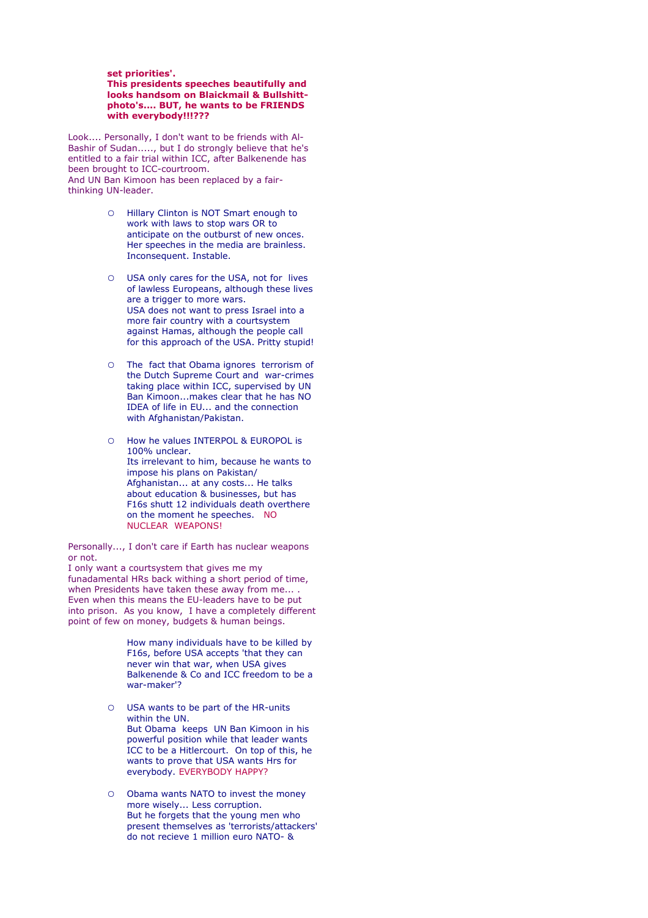**set priorities'.**
**This presidents speeches beautifully and looks handsom on Blaickmail & Bullshitt-photo's.... BUT, he wants to be FRIENDS with everybody!!!???**

Look.... Personally, I don't want to be friends with Al-Bashir of Sudan....., but I do strongly believe that he's entitled to a fair trial within ICC, after Balkenende has been brought to ICC-courtroom.
And UN Ban Kimoon has been replaced by a fair-thinking UN-leader.

- Hillary Clinton is NOT Smart enough to work with laws to stop wars OR to anticipate on the outburst of new onces. Her speeches in the media are brainless. Inconsequent. Instable.

- USA only cares for the USA, not for lives of lawless Europeans, although these lives are a trigger to more wars.
  USA does not want to press Israel into a more fair country with a courtsystem against Hamas, although the people call for this approach of the USA. Pritty stupid!

- The fact that Obama ignores terrorism of the Dutch Supreme Court and war-crimes taking place within ICC, supervised by UN Ban Kimoon...makes clear that he has NO IDEA of life in EU... and the connection with Afghanistan/Pakistan.

- How he values INTERPOL & EUROPOL is 100% unclear.
  Its irrelevant to him, because he wants to impose his plans on Pakistan/ Afghanistan... at any costs... He talks about education & businesses, but has F16s shutt 12 individuals death overthere on the moment he speeches. NO NUCLEAR WEAPONS!

Personally..., I don't care if Earth has nuclear weapons or not.
I only want a courtsystem that gives me my funadamental HRs back withing a short period of time, when Presidents have taken these away from me... .
Even when this means the EU-leaders have to be put into prison. As you know, I have a completely different point of few on money, budgets & human beings.

How many individuals have to be killed by F16s, before USA accepts 'that they can never win that war, when USA gives Balkenende & Co and ICC freedom to be a war-maker'?

- USA wants to be part of the HR-units within the UN.
  But Obama keeps UN Ban Kimoon in his powerful position while that leader wants ICC to be a Hitlercourt. On top of this, he wants to prove that USA wants Hrs for everybody. EVERYBODY HAPPY?

- Obama wants NATO to invest the money more wisely... Less corruption.
  But he forgets that the young men who present themselves as 'terrorists/attackers' do not recieve 1 million euro NATO- &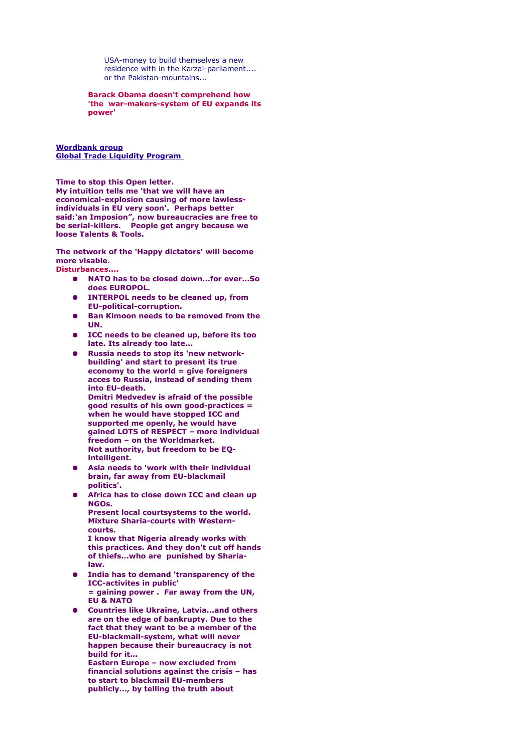USA-money to build themselves a new residence with in the Karzai-parliament.... or the Pakistan-mountains...

**Barack Obama doesn't comprehend how 'the war-makers-system of EU expands its power'**

**Wordbank group**
**Global Trade Liquidity Program**

**Time to stop this Open letter.**
**My intuition tells me 'that we will have an economical-explosion causing of more lawless-individuals in EU very soon'. Perhaps better said:'an Imposion", now bureaucracies are free to be serial-killers. People get angry because we loose Talents & Tools.**

**The network of the 'Happy dictators' will become more visable.**
**Disturbances....**

- **NATO has to be closed down...for ever...So does EUROPOL.**
- **INTERPOL needs to be cleaned up, from EU-political-corruption.**
- **Ban Kimoon needs to be removed from the UN.**
- **ICC needs to be cleaned up, before its too late. Its already too late...**
- **Russia needs to stop its 'new network-building' and start to present its true economy to the world = give foreigners acces to Russia, instead of sending them into EU-death.**
  **Dmitri Medvedev is afraid of the possible good results of his own good-practices = when he would have stopped ICC and supported me openly, he would have gained LOTS of RESPECT – more individual freedom – on the Worldmarket.**
  **Not authority, but freedom to be EQ-intelligent.**
- **Asia needs to 'work with their individual brain, far away from EU-blackmail politics'.**
- **Africa has to close down ICC and clean up NGOs.**
  **Present local courtsystems to the world. Mixture Sharia-courts with Western-courts.**
  **I know that Nigeria already works with this practices. And they don't cut off hands of thiefs...who are punished by Sharia-law.**
- **India has to demand 'transparency of the ICC-activites in public'**
  **= gaining power . Far away from the UN, EU & NATO**
- **Countries like Ukraine, Latvia...and others are on the edge of bankrupty. Due to the fact that they want to be a member of the EU-blackmail-system, what will never happen because their bureaucracy is not build for it...**
  **Eastern Europe – now excluded from financial solutions against the crisis – has to start to blackmail EU-members publicly..., by telling the truth about**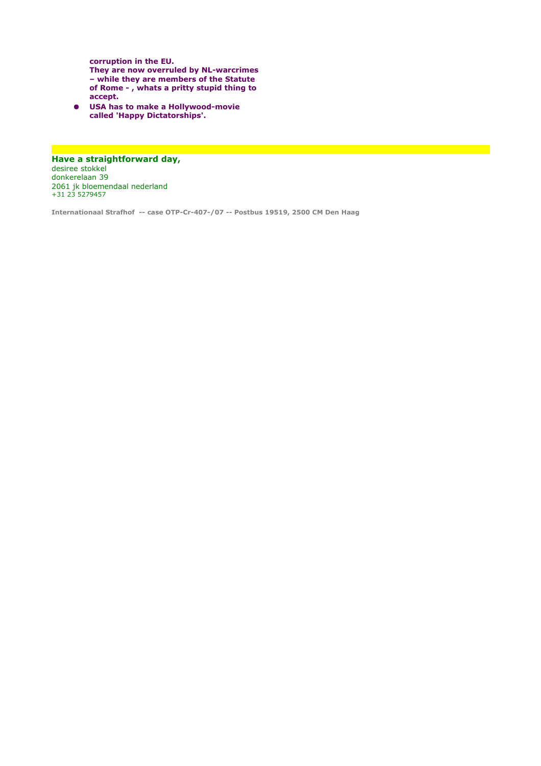**corruption in the EU.**
**They are now overruled by NL-warcrimes – while they are members of the Statute of Rome - , whats a pritty stupid thing to accept.**

- **USA has to make a Hollywood-movie called 'Happy Dictatorships'.**

---

**Have a straightforward day,**
desiree stokkel
donkerelaan 39
2061 jk bloemendaal nederland
+31 23 5279457

**Internationaal Strafhof -- case OTP-Cr-407-/07 -- Postbus 19519, 2500 CM Den Haag**